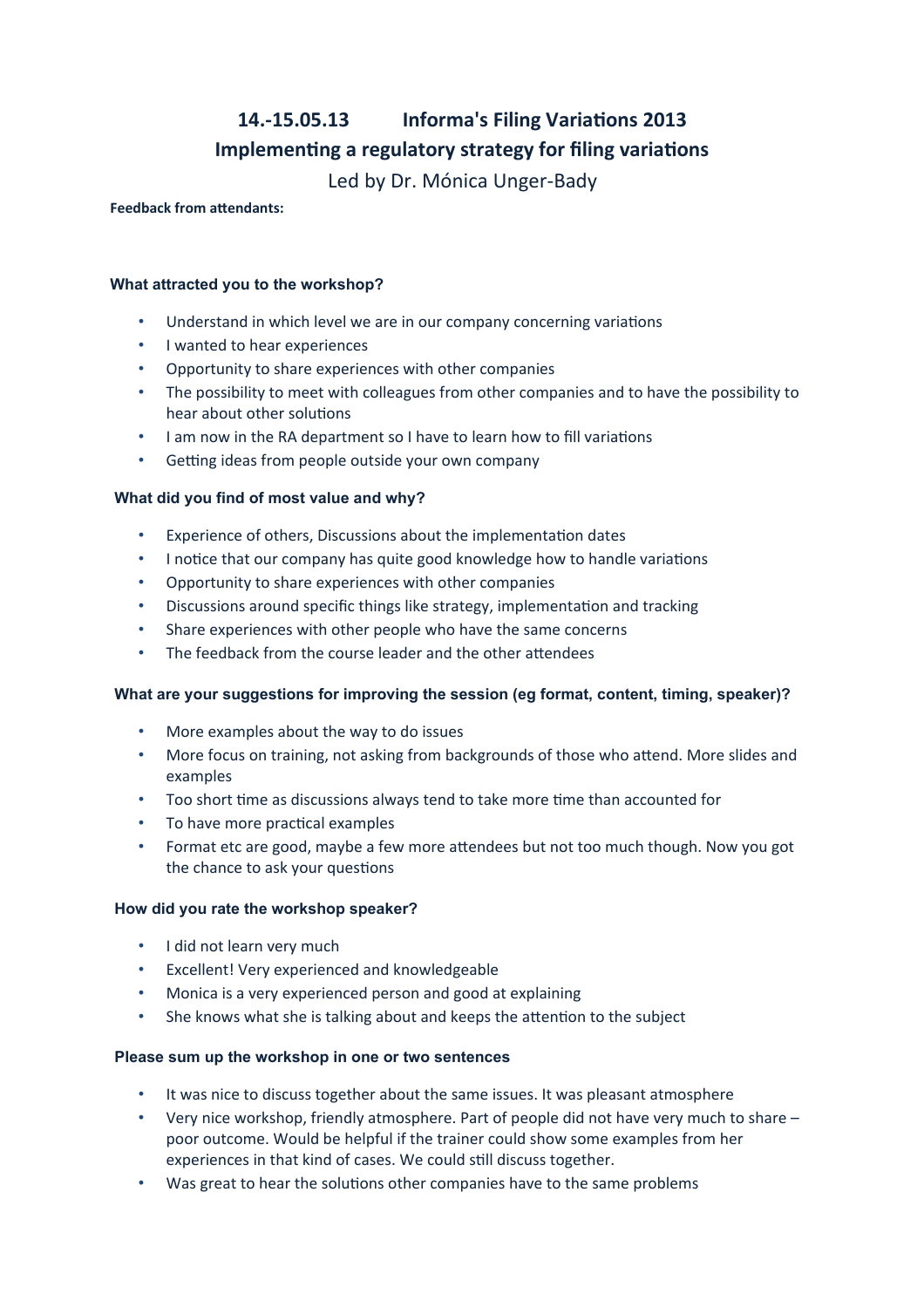# 14.-15.05.13 Informa's Filing Variations 2013

## Implementing a regulatory strategy for filing variations

Led by Dr. Mónica Unger-Bady

**Feedback from attendants:**

### What attracted you to the workshop?

- Understand in which level we are in our company concerning variations
- I wanted to hear experiences
- Opportunity to share experiences with other companies
- The possibility to meet with colleagues from other companies and to have the possibility to hear about other solutions
- I am now in the RA department so I have to learn how to fill variations
- Getting ideas from people outside your own company

### What did you find of most value and why?

- Experience of others, Discussions about the implementation dates
- I notice that our company has quite good knowledge how to handle variations
- Opportunity to share experiences with other companies
- Discussions around specific things like strategy, implementation and tracking
- Share experiences with other people who have the same concerns
- The feedback from the course leader and the other attendees

### What are your suggestions for improving the session (eg format, content, timing, speaker)?

- More examples about the way to do issues
- More focus on training, not asking from backgrounds of those who attend. More slides and examples
- Too short time as discussions always tend to take more time than accounted for
- To have more practical examples
- Format etc are good, maybe a few more attendees but not too much though. Now you got the chance to ask your questions

### How did you rate the workshop speaker?

- I did not learn very much
- Excellent! Very experienced and knowledgeable
- Monica is a very experienced person and good at explaining
- She knows what she is talking about and keeps the attention to the subject

### Please sum up the workshop in one or two sentences

- It was nice to discuss together about the same issues. It was pleasant atmosphere
- Very nice workshop, friendly atmosphere. Part of people did not have very much to share – poor outcome. Would be helpful if the trainer could show some examples from her experiences in that kind of cases. We could still discuss together.
- Was great to hear the solutions other companies have to the same problems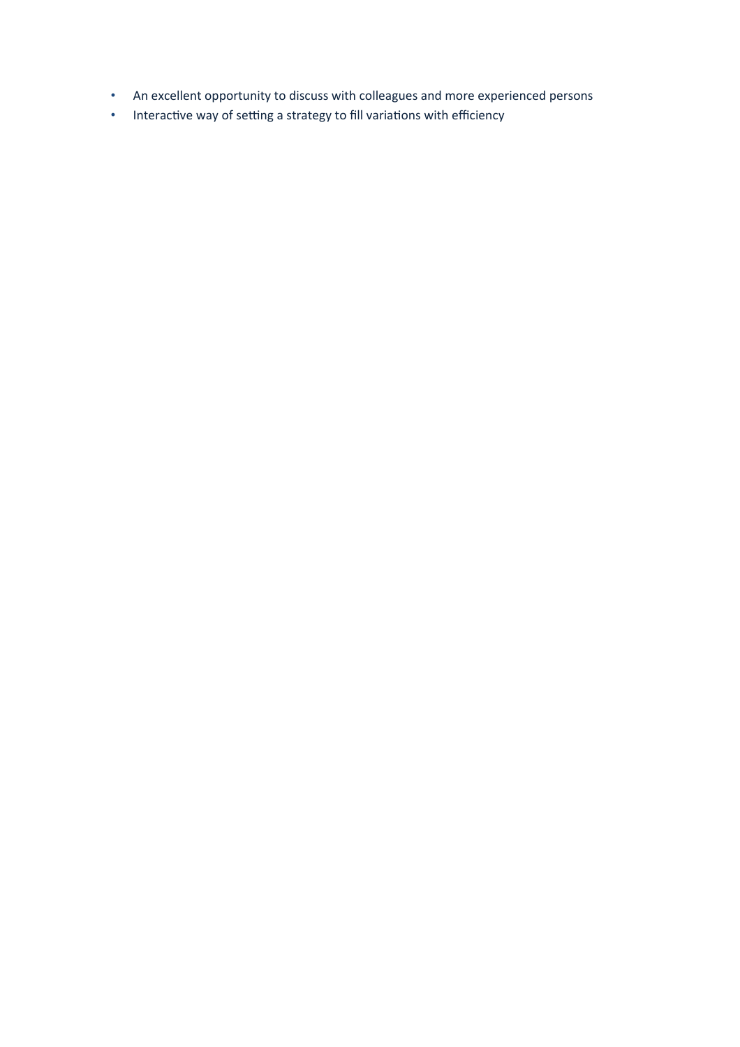- An excellent opportunity to discuss with colleagues and more experienced persons
- Interactive way of setting a strategy to fill variations with efficiency